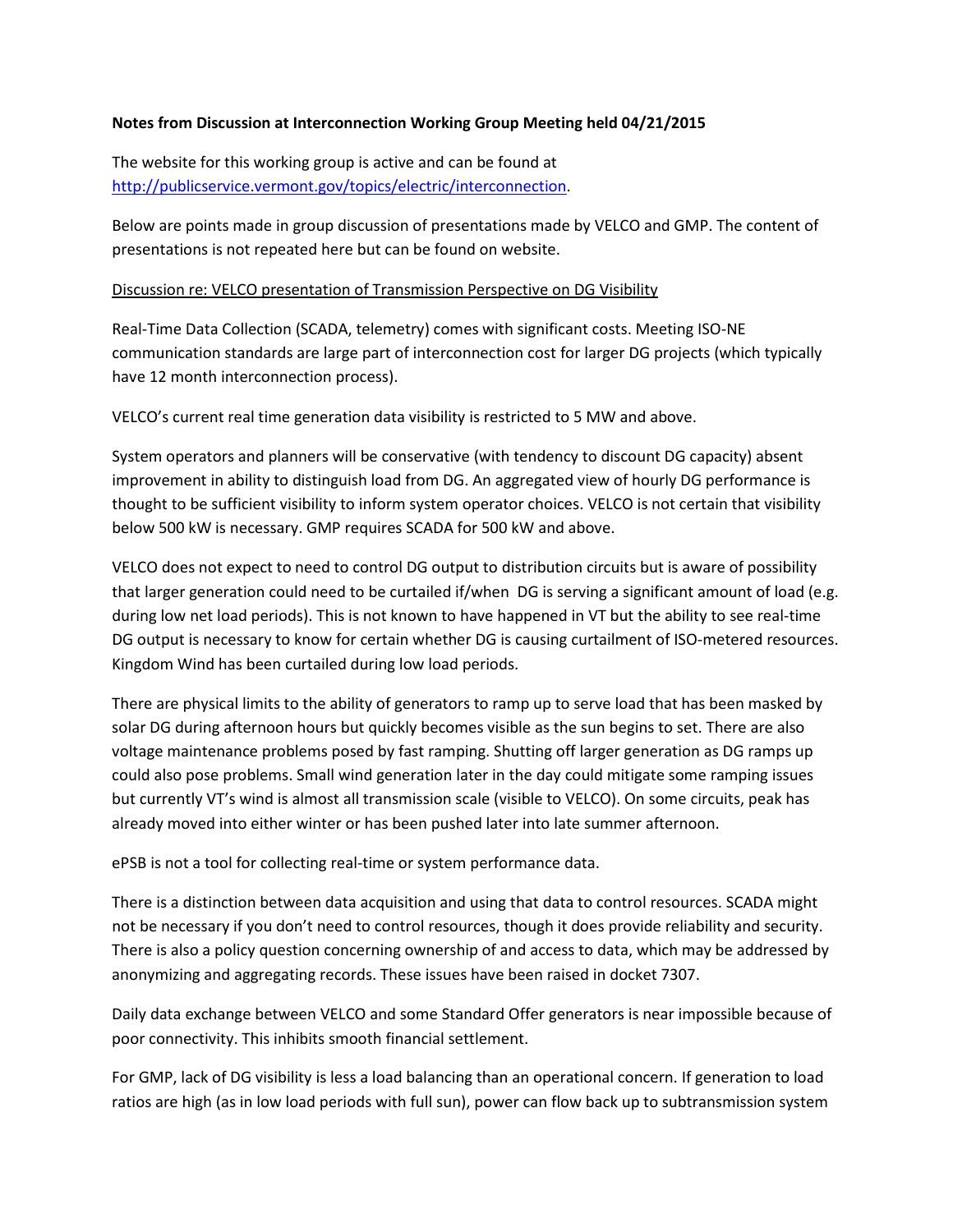**Notes from Discussion at Interconnection Working Group Meeting held 04/21/2015**

The website for this working group is active and can be found at [http://publicservice.vermont.gov/topics/electric/interconnection](http://publicservice.vermont.gov/topics/electric/interconnection).

Below are points made in group discussion of presentations made by VELCO and GMP. The content of presentations is not repeated here but can be found on website.

<u>Discussion re: VELCO presentation of Transmission Perspective on DG Visibility</u>

Real-Time Data Collection (SCADA, telemetry) comes with significant costs. Meeting ISO-NE communication standards are large part of interconnection cost for larger DG projects (which typically have 12 month interconnection process).

VELCO's current real time generation data visibility is restricted to 5 MW and above.

System operators and planners will be conservative (with tendency to discount DG capacity) absent improvement in ability to distinguish load from DG. An aggregated view of hourly DG performance is thought to be sufficient visibility to inform system operator choices. VELCO is not certain that visibility below 500 kW is necessary. GMP requires SCADA for 500 kW and above.

VELCO does not expect to need to control DG output to distribution circuits but is aware of possibility that larger generation could need to be curtailed if/when DG is serving a significant amount of load (e.g. during low net load periods). This is not known to have happened in VT but the ability to see real-time DG output is necessary to know for certain whether DG is causing curtailment of ISO-metered resources. Kingdom Wind has been curtailed during low load periods.

There are physical limits to the ability of generators to ramp up to serve load that has been masked by solar DG during afternoon hours but quickly becomes visible as the sun begins to set. There are also voltage maintenance problems posed by fast ramping. Shutting off larger generation as DG ramps up could also pose problems. Small wind generation later in the day could mitigate some ramping issues but currently VT's wind is almost all transmission scale (visible to VELCO). On some circuits, peak has already moved into either winter or has been pushed later into late summer afternoon.

ePSB is not a tool for collecting real-time or system performance data.

There is a distinction between data acquisition and using that data to control resources. SCADA might not be necessary if you don't need to control resources, though it does provide reliability and security. There is also a policy question concerning ownership of and access to data, which may be addressed by anonymizing and aggregating records. These issues have been raised in docket 7307.

Daily data exchange between VELCO and some Standard Offer generators is near impossible because of poor connectivity. This inhibits smooth financial settlement.

For GMP, lack of DG visibility is less a load balancing than an operational concern. If generation to load ratios are high (as in low load periods with full sun), power can flow back up to subtransmission system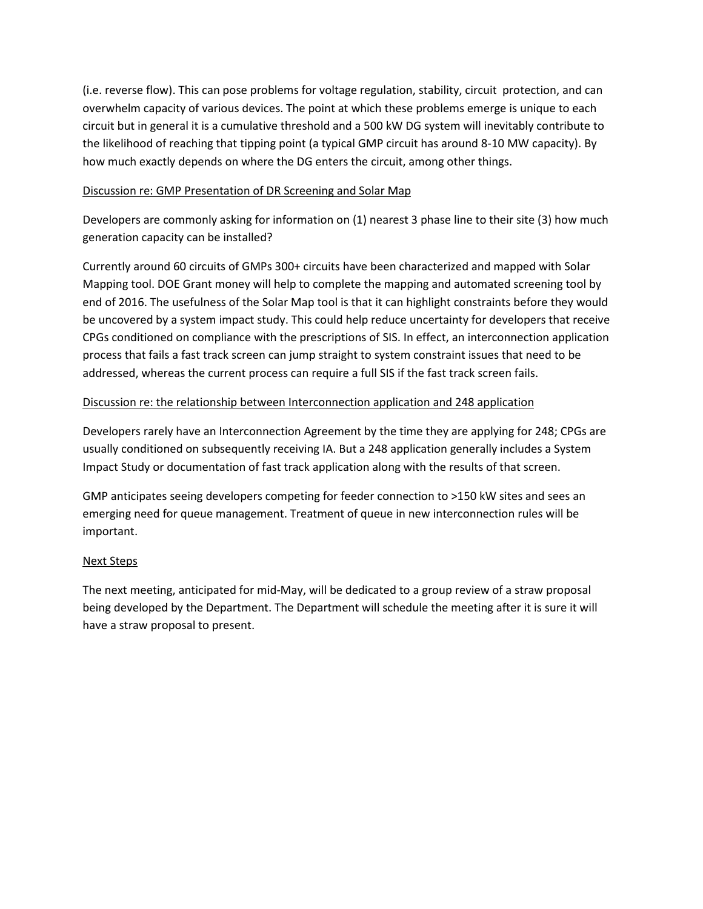(i.e. reverse flow). This can pose problems for voltage regulation, stability, circuit  protection, and can overwhelm capacity of various devices. The point at which these problems emerge is unique to each circuit but in general it is a cumulative threshold and a 500 kW DG system will inevitably contribute to the likelihood of reaching that tipping point (a typical GMP circuit has around 8-10 MW capacity). By how much exactly depends on where the DG enters the circuit, among other things.

<u>Discussion re: GMP Presentation of DR Screening and Solar Map</u>

Developers are commonly asking for information on (1) nearest 3 phase line to their site (3) how much generation capacity can be installed?

Currently around 60 circuits of GMPs 300+ circuits have been characterized and mapped with Solar Mapping tool. DOE Grant money will help to complete the mapping and automated screening tool by end of 2016. The usefulness of the Solar Map tool is that it can highlight constraints before they would be uncovered by a system impact study. This could help reduce uncertainty for developers that receive CPGs conditioned on compliance with the prescriptions of SIS. In effect, an interconnection application process that fails a fast track screen can jump straight to system constraint issues that need to be addressed, whereas the current process can require a full SIS if the fast track screen fails.

<u>Discussion re: the relationship between Interconnection application and 248 application</u>

Developers rarely have an Interconnection Agreement by the time they are applying for 248; CPGs are usually conditioned on subsequently receiving IA. But a 248 application generally includes a System Impact Study or documentation of fast track application along with the results of that screen.

GMP anticipates seeing developers competing for feeder connection to >150 kW sites and sees an emerging need for queue management. Treatment of queue in new interconnection rules will be important.

<u>Next Steps</u>

The next meeting, anticipated for mid-May, will be dedicated to a group review of a straw proposal being developed by the Department. The Department will schedule the meeting after it is sure it will have a straw proposal to present.